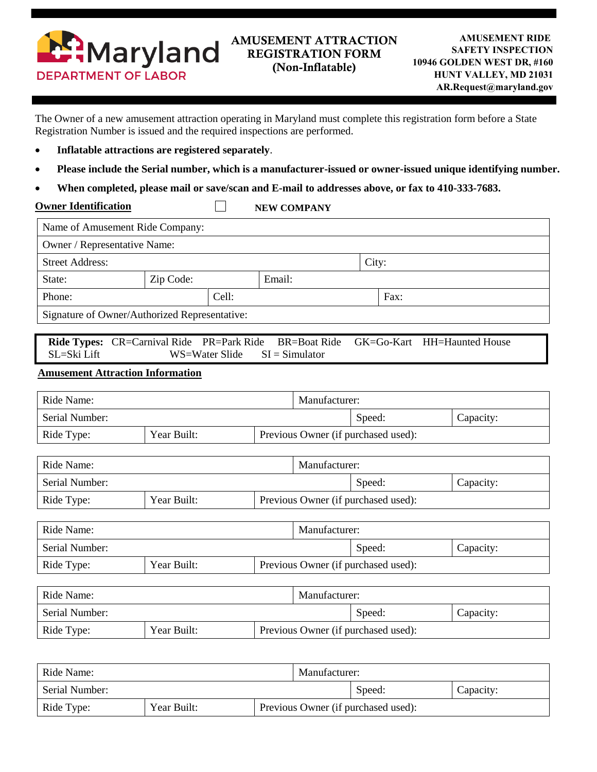Maryland
DEPARTMENT OF LABOR

# AMUSEMENT ATTRACTION REGISTRATION FORM (Non-Inflatable)

**AMUSEMENT RIDE SAFETY INSPECTION**
**10946 GOLDEN WEST DR, #160**
**HUNT VALLEY, MD 21031**
**AR.Request@maryland.gov**

The Owner of a new amusement attraction operating in Maryland must complete this registration form before a State Registration Number is issued and the required inspections are performed.

- **Inflatable attractions are registered separately**.
- **Please include the Serial number, which is a manufacturer-issued or owner-issued unique identifying number.**
- **When completed, please mail or save/scan and E-mail to addresses above, or fax to 410-333-7683.**

**Owner Identification** ☐ **NEW COMPANY**

| Name of Amusement Ride Company: | | | |
|---|---|---|---|
| Owner / Representative Name: | | | |
| Street Address: | | | City: |
| State: | Zip Code: | Email: | |
| Phone: | Cell: | Fax: | |
| Signature of Owner/Authorized Representative: | | | |

**Ride Types:** CR=Carnival Ride PR=Park Ride BR=Boat Ride GK=Go-Kart HH=Haunted House SL=Ski Lift WS=Water Slide SI = Simulator

**Amusement Attraction Information**

| Ride Name: | | Manufacturer: | |
|---|---|---|---|
| Serial Number: | | Speed: | Capacity: |
| Ride Type: | Year Built: | Previous Owner (if purchased used): | |

| Ride Name: | | Manufacturer: | |
|---|---|---|---|
| Serial Number: | | Speed: | Capacity: |
| Ride Type: | Year Built: | Previous Owner (if purchased used): | |

| Ride Name: | | Manufacturer: | |
|---|---|---|---|
| Serial Number: | | Speed: | Capacity: |
| Ride Type: | Year Built: | Previous Owner (if purchased used): | |

| Ride Name: | | Manufacturer: | |
|---|---|---|---|
| Serial Number: | | Speed: | Capacity: |
| Ride Type: | Year Built: | Previous Owner (if purchased used): | |

| Ride Name: | | Manufacturer: | |
|---|---|---|---|
| Serial Number: | | Speed: | Capacity: |
| Ride Type: | Year Built: | Previous Owner (if purchased used): | |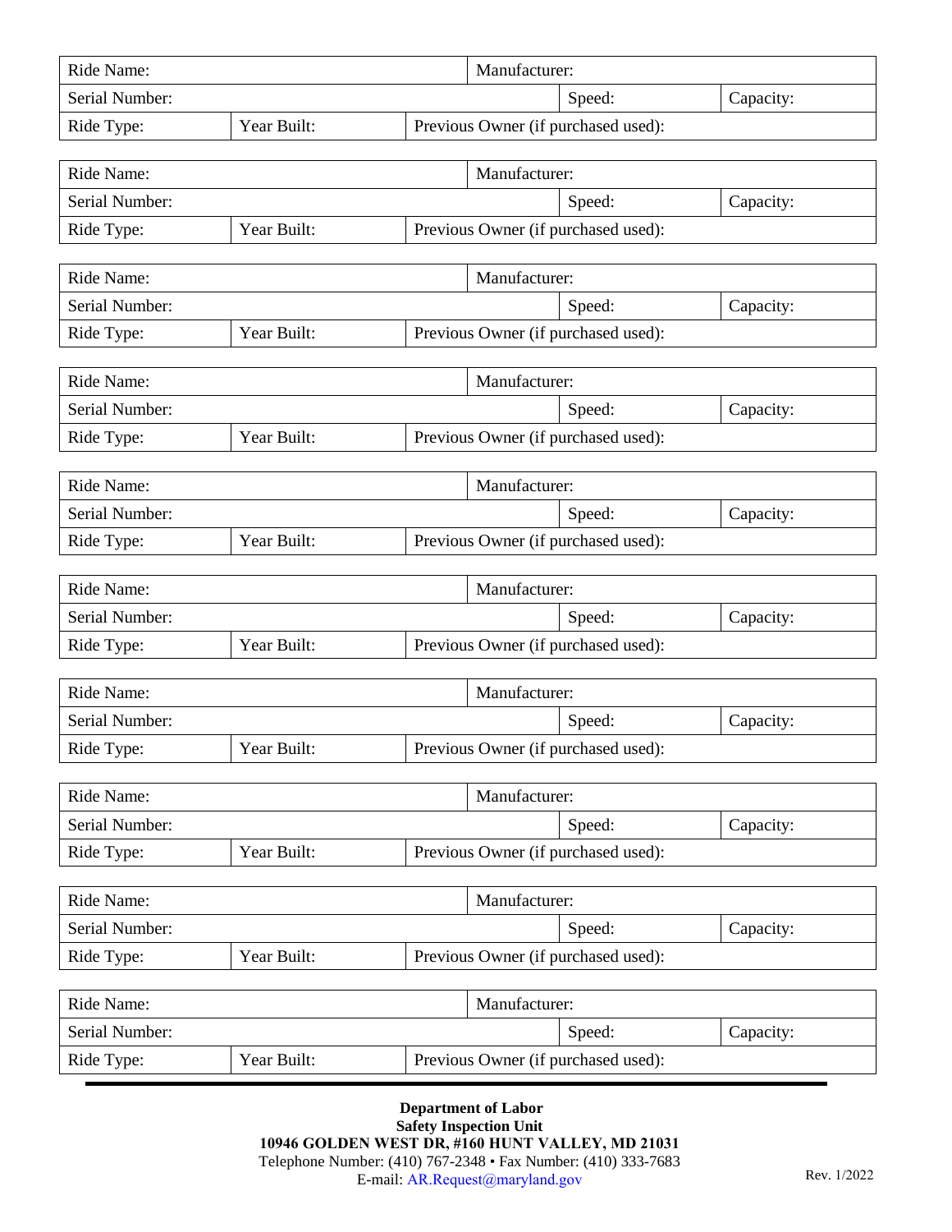| | | | |
|---|---|---|---|
| Ride Name: | | Manufacturer: | |
| Serial Number: | | Speed: | Capacity: |
| Ride Type: | Year Built: | Previous Owner (if purchased used): | |

| | | | |
|---|---|---|---|
| Ride Name: | | Manufacturer: | |
| Serial Number: | | Speed: | Capacity: |
| Ride Type: | Year Built: | Previous Owner (if purchased used): | |

| | | | |
|---|---|---|---|
| Ride Name: | | Manufacturer: | |
| Serial Number: | | Speed: | Capacity: |
| Ride Type: | Year Built: | Previous Owner (if purchased used): | |

| | | | |
|---|---|---|---|
| Ride Name: | | Manufacturer: | |
| Serial Number: | | Speed: | Capacity: |
| Ride Type: | Year Built: | Previous Owner (if purchased used): | |

| | | | |
|---|---|---|---|
| Ride Name: | | Manufacturer: | |
| Serial Number: | | Speed: | Capacity: |
| Ride Type: | Year Built: | Previous Owner (if purchased used): | |

| | | | |
|---|---|---|---|
| Ride Name: | | Manufacturer: | |
| Serial Number: | | Speed: | Capacity: |
| Ride Type: | Year Built: | Previous Owner (if purchased used): | |

| | | | |
|---|---|---|---|
| Ride Name: | | Manufacturer: | |
| Serial Number: | | Speed: | Capacity: |
| Ride Type: | Year Built: | Previous Owner (if purchased used): | |

| | | | |
|---|---|---|---|
| Ride Name: | | Manufacturer: | |
| Serial Number: | | Speed: | Capacity: |
| Ride Type: | Year Built: | Previous Owner (if purchased used): | |

| | | | |
|---|---|---|---|
| Ride Name: | | Manufacturer: | |
| Serial Number: | | Speed: | Capacity: |
| Ride Type: | Year Built: | Previous Owner (if purchased used): | |

| | | | |
|---|---|---|---|
| Ride Name: | | Manufacturer: | |
| Serial Number: | | Speed: | Capacity: |
| Ride Type: | Year Built: | Previous Owner (if purchased used): | |

**Department of Labor**
**Safety Inspection Unit**
**10946 GOLDEN WEST DR, #160 HUNT VALLEY, MD 21031**
Telephone Number: (410) 767-2348 • Fax Number: (410) 333-7683
E-mail: AR.Request@maryland.gov

Rev. 1/2022